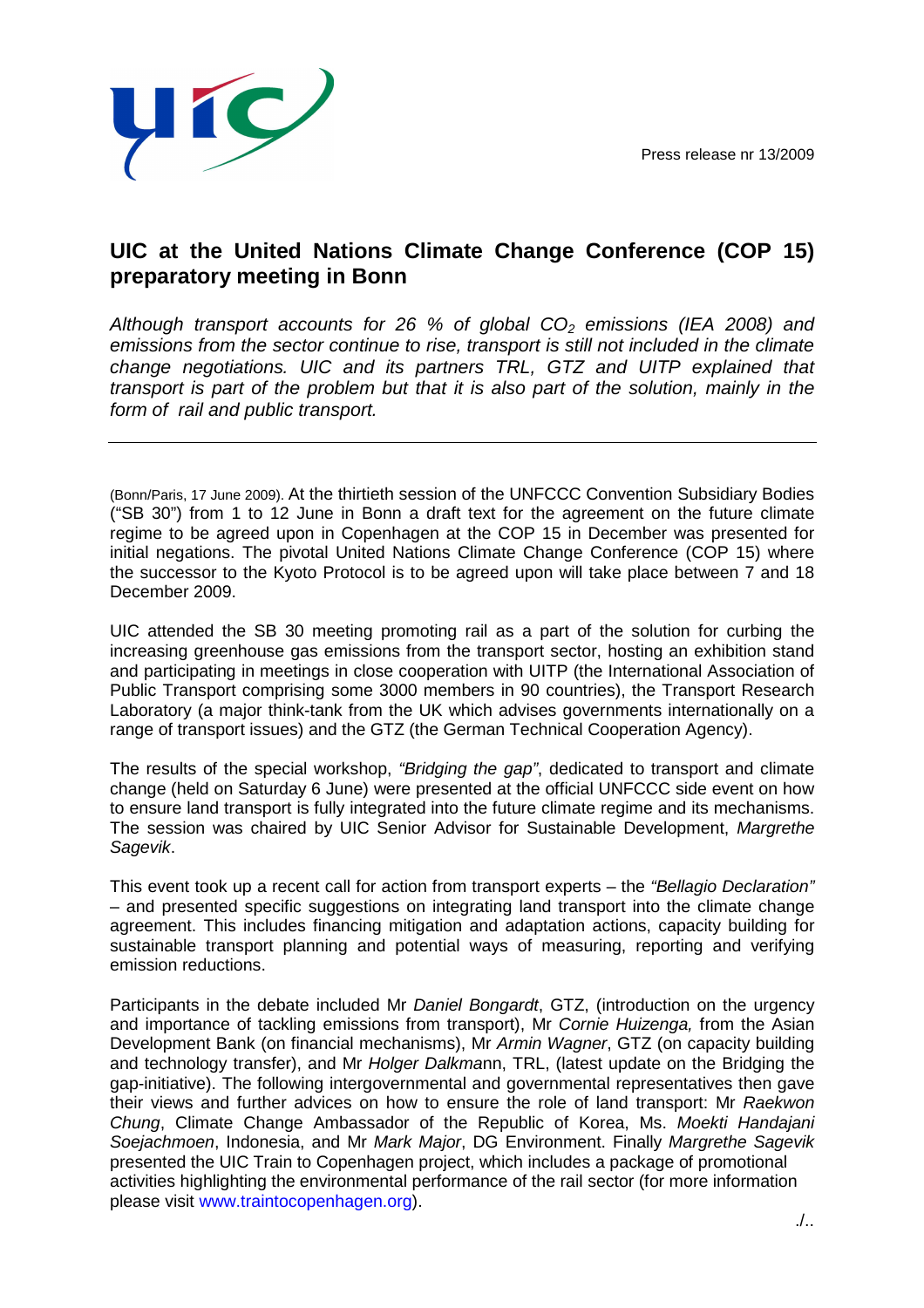Press release nr 13/2009

# UIC at the United Nations Climate Change Conference (COP 15) preparatory meeting in Bonn

*Although transport accounts for 26 % of global $CO_2$ emissions (IEA 2008) and emissions from the sector continue to rise, transport is still not included in the climate change negotiations. UIC and its partners TRL, GTZ and UITP explained that transport is part of the problem but that it is also part of the solution, mainly in the form of rail and public transport.*

---

(Bonn/Paris, 17 June 2009). At the thirtieth session of the UNFCCC Convention Subsidiary Bodies ("SB 30") from 1 to 12 June in Bonn a draft text for the agreement on the future climate regime to be agreed upon in Copenhagen at the COP 15 in December was presented for initial negations. The pivotal United Nations Climate Change Conference (COP 15) where the successor to the Kyoto Protocol is to be agreed upon will take place between 7 and 18 December 2009.

UIC attended the SB 30 meeting promoting rail as a part of the solution for curbing the increasing greenhouse gas emissions from the transport sector, hosting an exhibition stand and participating in meetings in close cooperation with UITP (the International Association of Public Transport comprising some 3000 members in 90 countries), the Transport Research Laboratory (a major think-tank from the UK which advises governments internationally on a range of transport issues) and the GTZ (the German Technical Cooperation Agency).

The results of the special workshop, *"Bridging the gap"*, dedicated to transport and climate change (held on Saturday 6 June) were presented at the official UNFCCC side event on how to ensure land transport is fully integrated into the future climate regime and its mechanisms. The session was chaired by UIC Senior Advisor for Sustainable Development, *Margrethe Sagevik*.

This event took up a recent call for action from transport experts – the *"Bellagio Declaration"* – and presented specific suggestions on integrating land transport into the climate change agreement. This includes financing mitigation and adaptation actions, capacity building for sustainable transport planning and potential ways of measuring, reporting and verifying emission reductions.

Participants in the debate included Mr *Daniel Bongardt*, GTZ, (introduction on the urgency and importance of tackling emissions from transport), Mr *Cornie Huizenga,* from the Asian Development Bank (on financial mechanisms), Mr *Armin Wagner*, GTZ (on capacity building and technology transfer), and Mr *Holger Dalkma*nn, TRL, (latest update on the Bridging the gap-initiative). The following intergovernmental and governmental representatives then gave their views and further advices on how to ensure the role of land transport: Mr *Raekwon Chung*, Climate Change Ambassador of the Republic of Korea, Ms. *Moekti Handajani Soejachmoen*, Indonesia, and Mr *Mark Major*, DG Environment. Finally *Margrethe Sagevik* presented the UIC Train to Copenhagen project, which includes a package of promotional activities highlighting the environmental performance of the rail sector (for more information please visit www.traintocopenhagen.org).

./..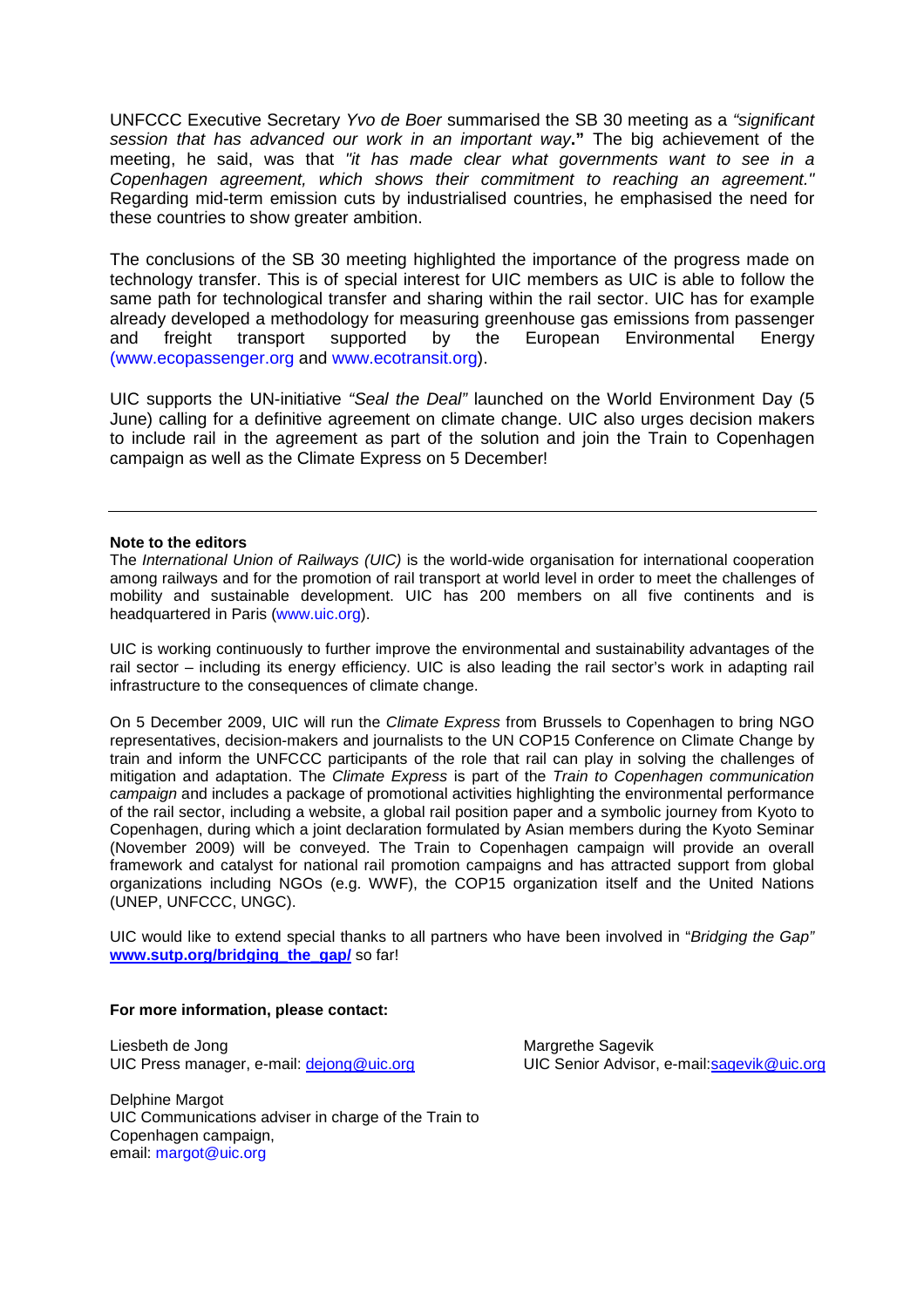UNFCCC Executive Secretary *Yvo de Boer* summarised the SB 30 meeting as a *"significant session that has advanced our work in an important way***."** The big achievement of the meeting, he said, was that *"it has made clear what governments want to see in a Copenhagen agreement, which shows their commitment to reaching an agreement."* Regarding mid-term emission cuts by industrialised countries, he emphasised the need for these countries to show greater ambition.

The conclusions of the SB 30 meeting highlighted the importance of the progress made on technology transfer. This is of special interest for UIC members as UIC is able to follow the same path for technological transfer and sharing within the rail sector. UIC has for example already developed a methodology for measuring greenhouse gas emissions from passenger and freight transport supported by the European Environmental Energy (www.ecopassenger.org and www.ecotransit.org).

UIC supports the UN-initiative *"Seal the Deal"* launched on the World Environment Day (5 June) calling for a definitive agreement on climate change. UIC also urges decision makers to include rail in the agreement as part of the solution and join the Train to Copenhagen campaign as well as the Climate Express on 5 December!

---

**Note to the editors**

The *International Union of Railways (UIC)* is the world-wide organisation for international cooperation among railways and for the promotion of rail transport at world level in order to meet the challenges of mobility and sustainable development. UIC has 200 members on all five continents and is headquartered in Paris (www.uic.org).

UIC is working continuously to further improve the environmental and sustainability advantages of the rail sector – including its energy efficiency. UIC is also leading the rail sector's work in adapting rail infrastructure to the consequences of climate change.

On 5 December 2009, UIC will run the *Climate Express* from Brussels to Copenhagen to bring NGO representatives, decision-makers and journalists to the UN COP15 Conference on Climate Change by train and inform the UNFCCC participants of the role that rail can play in solving the challenges of mitigation and adaptation. The *Climate Express* is part of the *Train to Copenhagen communication campaign* and includes a package of promotional activities highlighting the environmental performance of the rail sector, including a website, a global rail position paper and a symbolic journey from Kyoto to Copenhagen, during which a joint declaration formulated by Asian members during the Kyoto Seminar (November 2009) will be conveyed. The Train to Copenhagen campaign will provide an overall framework and catalyst for national rail promotion campaigns and has attracted support from global organizations including NGOs (e.g. WWF), the COP15 organization itself and the United Nations (UNEP, UNFCCC, UNGC).

UIC would like to extend special thanks to all partners who have been involved in "*Bridging the Gap"* **www.sutp.org/bridging_the_gap/** so far!

**For more information, please contact:**

Liesbeth de Jong
UIC Press manager, e-mail: dejong@uic.org

Margrethe Sagevik
UIC Senior Advisor, e-mail:sagevik@uic.org

Delphine Margot
UIC Communications adviser in charge of the Train to Copenhagen campaign,
email: margot@uic.org